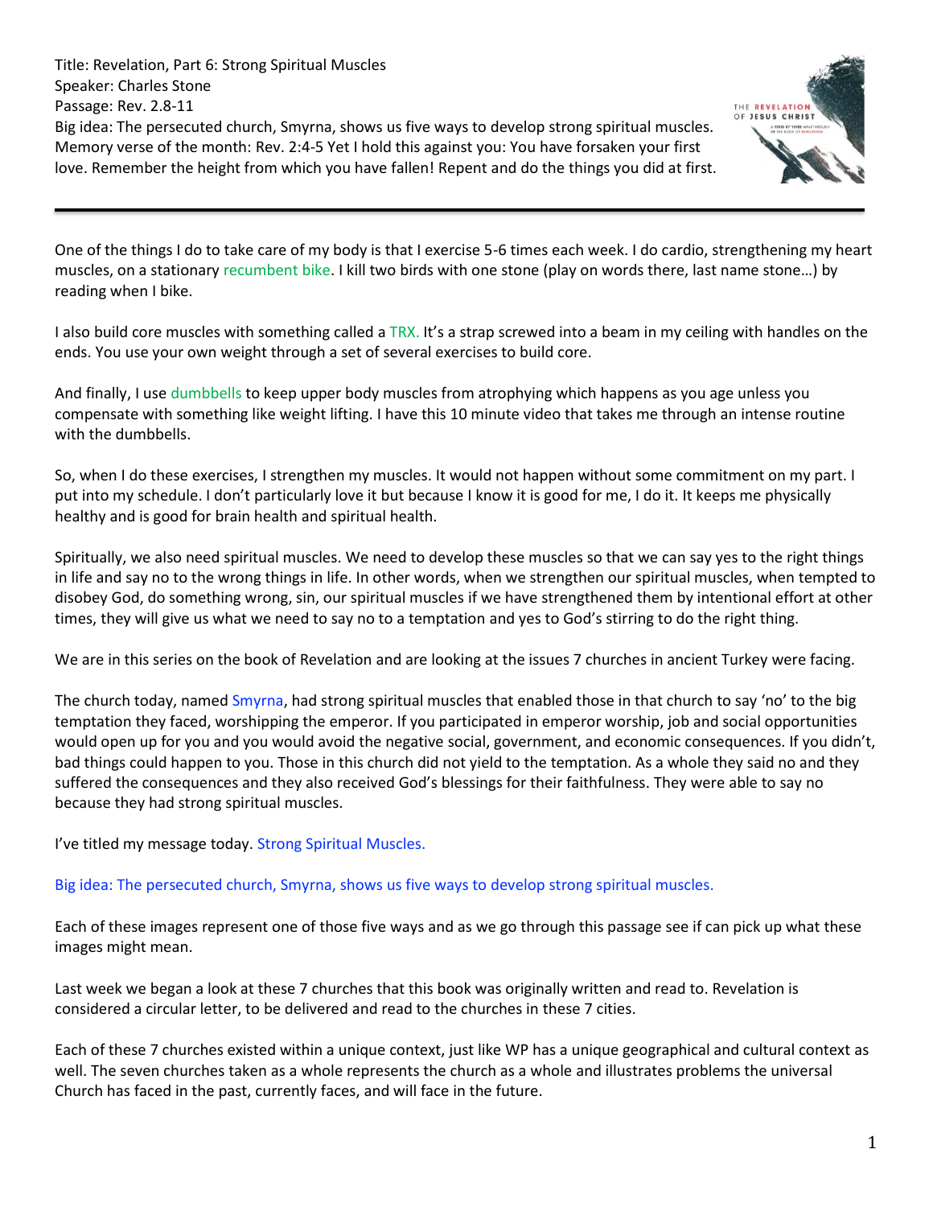Title: Revelation, Part 6: Strong Spiritual Muscles
Speaker: Charles Stone
Passage: Rev. 2.8-11
Big idea: The persecuted church, Smyrna, shows us five ways to develop strong spiritual muscles.
Memory verse of the month: Rev. 2:4-5 Yet I hold this against you: You have forsaken your first love. Remember the height from which you have fallen! Repent and do the things you did at first.

---

One of the things I do to take care of my body is that I exercise 5-6 times each week. I do cardio, strengthening my heart muscles, on a stationary recumbent bike. I kill two birds with one stone (play on words there, last name stone…) by reading when I bike.

I also build core muscles with something called a TRX. It's a strap screwed into a beam in my ceiling with handles on the ends. You use your own weight through a set of several exercises to build core.

And finally, I use dumbbells to keep upper body muscles from atrophying which happens as you age unless you compensate with something like weight lifting. I have this 10 minute video that takes me through an intense routine with the dumbbells.

So, when I do these exercises, I strengthen my muscles. It would not happen without some commitment on my part. I put into my schedule. I don't particularly love it but because I know it is good for me, I do it. It keeps me physically healthy and is good for brain health and spiritual health.

Spiritually, we also need spiritual muscles. We need to develop these muscles so that we can say yes to the right things in life and say no to the wrong things in life. In other words, when we strengthen our spiritual muscles, when tempted to disobey God, do something wrong, sin, our spiritual muscles if we have strengthened them by intentional effort at other times, they will give us what we need to say no to a temptation and yes to God's stirring to do the right thing.

We are in this series on the book of Revelation and are looking at the issues 7 churches in ancient Turkey were facing.

The church today, named Smyrna, had strong spiritual muscles that enabled those in that church to say 'no' to the big temptation they faced, worshipping the emperor. If you participated in emperor worship, job and social opportunities would open up for you and you would avoid the negative social, government, and economic consequences. If you didn't, bad things could happen to you. Those in this church did not yield to the temptation. As a whole they said no and they suffered the consequences and they also received God's blessings for their faithfulness. They were able to say no because they had strong spiritual muscles.

I've titled my message today. Strong Spiritual Muscles.

Big idea: The persecuted church, Smyrna, shows us five ways to develop strong spiritual muscles.

Each of these images represent one of those five ways and as we go through this passage see if can pick up what these images might mean.

Last week we began a look at these 7 churches that this book was originally written and read to. Revelation is considered a circular letter, to be delivered and read to the churches in these 7 cities.

Each of these 7 churches existed within a unique context, just like WP has a unique geographical and cultural context as well. The seven churches taken as a whole represents the church as a whole and illustrates problems the universal Church has faced in the past, currently faces, and will face in the future.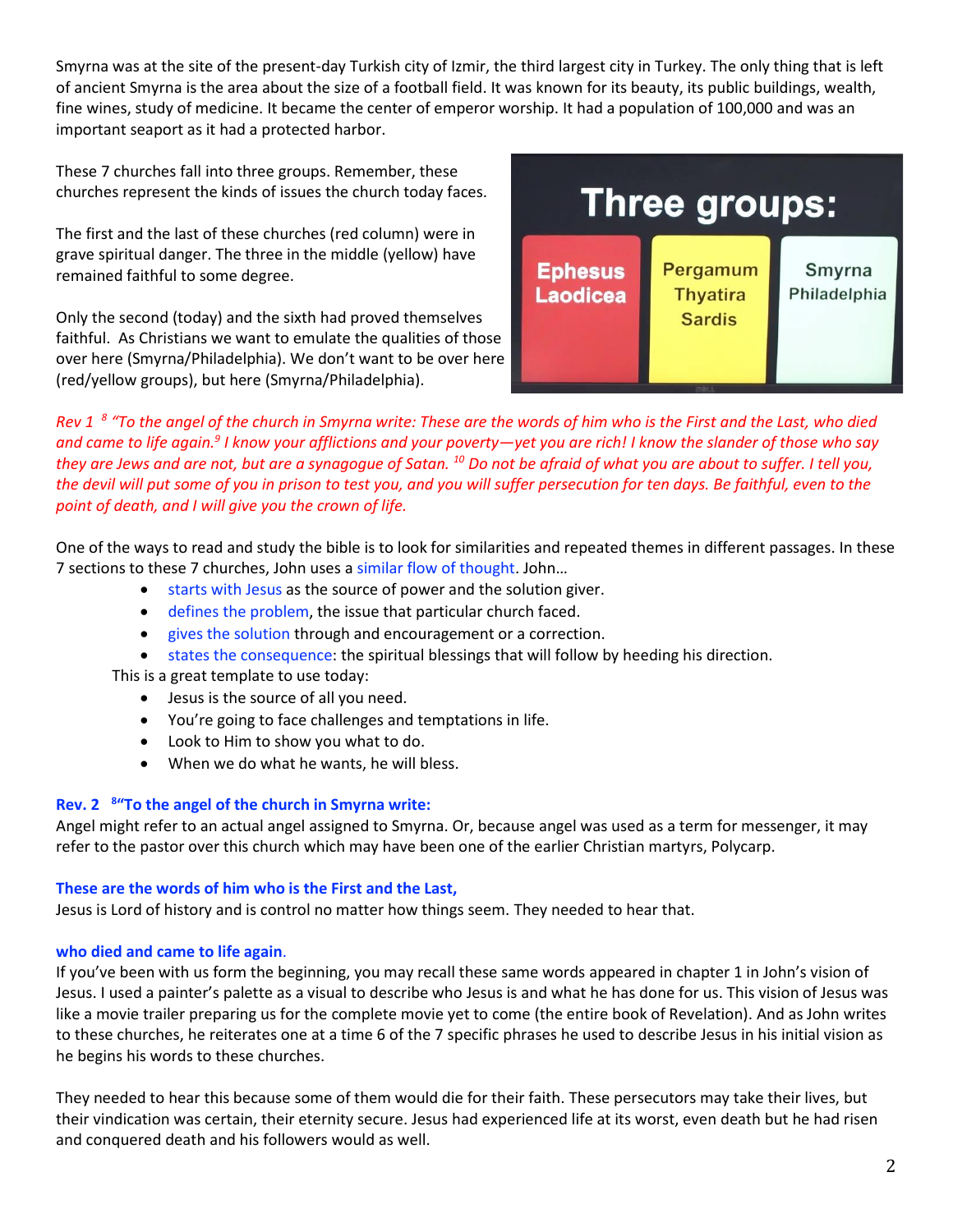Smyrna was at the site of the present-day Turkish city of Izmir, the third largest city in Turkey. The only thing that is left of ancient Smyrna is the area about the size of a football field. It was known for its beauty, its public buildings, wealth, fine wines, study of medicine. It became the center of emperor worship. It had a population of 100,000 and was an important seaport as it had a protected harbor.

These 7 churches fall into three groups. Remember, these churches represent the kinds of issues the church today faces.

The first and the last of these churches (red column) were in grave spiritual danger. The three in the middle (yellow) have remained faithful to some degree.

Only the second (today) and the sixth had proved themselves faithful. As Christians we want to emulate the qualities of those over here (Smyrna/Philadelphia). We don't want to be over here (red/yellow groups), but here (Smyrna/Philadelphia).

**Three groups:**

| Red | Yellow | White |
|---|---|---|
| Ephesus<br>Laodicea | Pergamum<br>Thyatira<br>Sardis | Smyrna<br>Philadelphia |

*Rev 1 [8] "To the angel of the church in Smyrna write: These are the words of him who is the First and the Last, who died and came to life again.[9] I know your afflictions and your poverty—yet you are rich! I know the slander of those who say they are Jews and are not, but are a synagogue of Satan. [10] Do not be afraid of what you are about to suffer. I tell you, the devil will put some of you in prison to test you, and you will suffer persecution for ten days. Be faithful, even to the point of death, and I will give you the crown of life.*

One of the ways to read and study the bible is to look for similarities and repeated themes in different passages. In these 7 sections to these 7 churches, John uses a similar flow of thought. John…

- starts with Jesus as the source of power and the solution giver.
- defines the problem, the issue that particular church faced.
- gives the solution through and encouragement or a correction.
- states the consequence: the spiritual blessings that will follow by heeding his direction.

This is a great template to use today:

- Jesus is the source of all you need.
- You're going to face challenges and temptations in life.
- Look to Him to show you what to do.
- When we do what he wants, he will bless.

**Rev. 2 [8]"To the angel of the church in Smyrna write:**

Angel might refer to an actual angel assigned to Smyrna. Or, because angel was used as a term for messenger, it may refer to the pastor over this church which may have been one of the earlier Christian martyrs, Polycarp.

**These are the words of him who is the First and the Last,**

Jesus is Lord of history and is control no matter how things seem. They needed to hear that.

**who died and came to life again.**

If you've been with us form the beginning, you may recall these same words appeared in chapter 1 in John's vision of Jesus. I used a painter's palette as a visual to describe who Jesus is and what he has done for us. This vision of Jesus was like a movie trailer preparing us for the complete movie yet to come (the entire book of Revelation). And as John writes to these churches, he reiterates one at a time 6 of the 7 specific phrases he used to describe Jesus in his initial vision as he begins his words to these churches.

They needed to hear this because some of them would die for their faith. These persecutors may take their lives, but their vindication was certain, their eternity secure. Jesus had experienced life at its worst, even death but he had risen and conquered death and his followers would as well.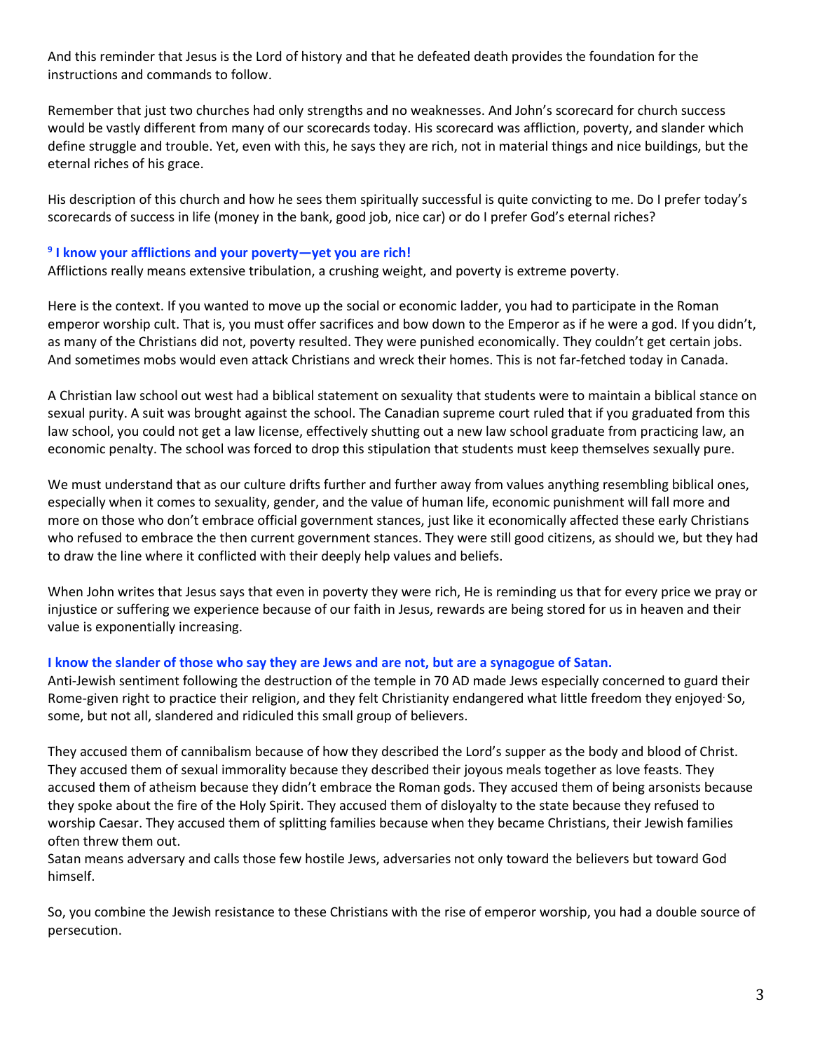And this reminder that Jesus is the Lord of history and that he defeated death provides the foundation for the instructions and commands to follow.

Remember that just two churches had only strengths and no weaknesses. And John's scorecard for church success would be vastly different from many of our scorecards today. His scorecard was affliction, poverty, and slander which define struggle and trouble. Yet, even with this, he says they are rich, not in material things and nice buildings, but the eternal riches of his grace.

His description of this church and how he sees them spiritually successful is quite convicting to me. Do I prefer today's scorecards of success in life (money in the bank, good job, nice car) or do I prefer God's eternal riches?

**[9] I know your afflictions and your poverty—yet you are rich!**

Afflictions really means extensive tribulation, a crushing weight, and poverty is extreme poverty.

Here is the context. If you wanted to move up the social or economic ladder, you had to participate in the Roman emperor worship cult. That is, you must offer sacrifices and bow down to the Emperor as if he were a god. If you didn't, as many of the Christians did not, poverty resulted. They were punished economically. They couldn't get certain jobs. And sometimes mobs would even attack Christians and wreck their homes. This is not far-fetched today in Canada.

A Christian law school out west had a biblical statement on sexuality that students were to maintain a biblical stance on sexual purity. A suit was brought against the school. The Canadian supreme court ruled that if you graduated from this law school, you could not get a law license, effectively shutting out a new law school graduate from practicing law, an economic penalty. The school was forced to drop this stipulation that students must keep themselves sexually pure.

We must understand that as our culture drifts further and further away from values anything resembling biblical ones, especially when it comes to sexuality, gender, and the value of human life, economic punishment will fall more and more on those who don't embrace official government stances, just like it economically affected these early Christians who refused to embrace the then current government stances. They were still good citizens, as should we, but they had to draw the line where it conflicted with their deeply help values and beliefs.

When John writes that Jesus says that even in poverty they were rich, He is reminding us that for every price we pray or injustice or suffering we experience because of our faith in Jesus, rewards are being stored for us in heaven and their value is exponentially increasing.

**I know the slander of those who say they are Jews and are not, but are a synagogue of Satan.**

Anti-Jewish sentiment following the destruction of the temple in 70 AD made Jews especially concerned to guard their Rome-given right to practice their religion, and they felt Christianity endangered what little freedom they enjoyed. So, some, but not all, slandered and ridiculed this small group of believers.

They accused them of cannibalism because of how they described the Lord's supper as the body and blood of Christ. They accused them of sexual immorality because they described their joyous meals together as love feasts. They accused them of atheism because they didn't embrace the Roman gods. They accused them of being arsonists because they spoke about the fire of the Holy Spirit. They accused them of disloyalty to the state because they refused to worship Caesar. They accused them of splitting families because when they became Christians, their Jewish families often threw them out.

Satan means adversary and calls those few hostile Jews, adversaries not only toward the believers but toward God himself.

So, you combine the Jewish resistance to these Christians with the rise of emperor worship, you had a double source of persecution.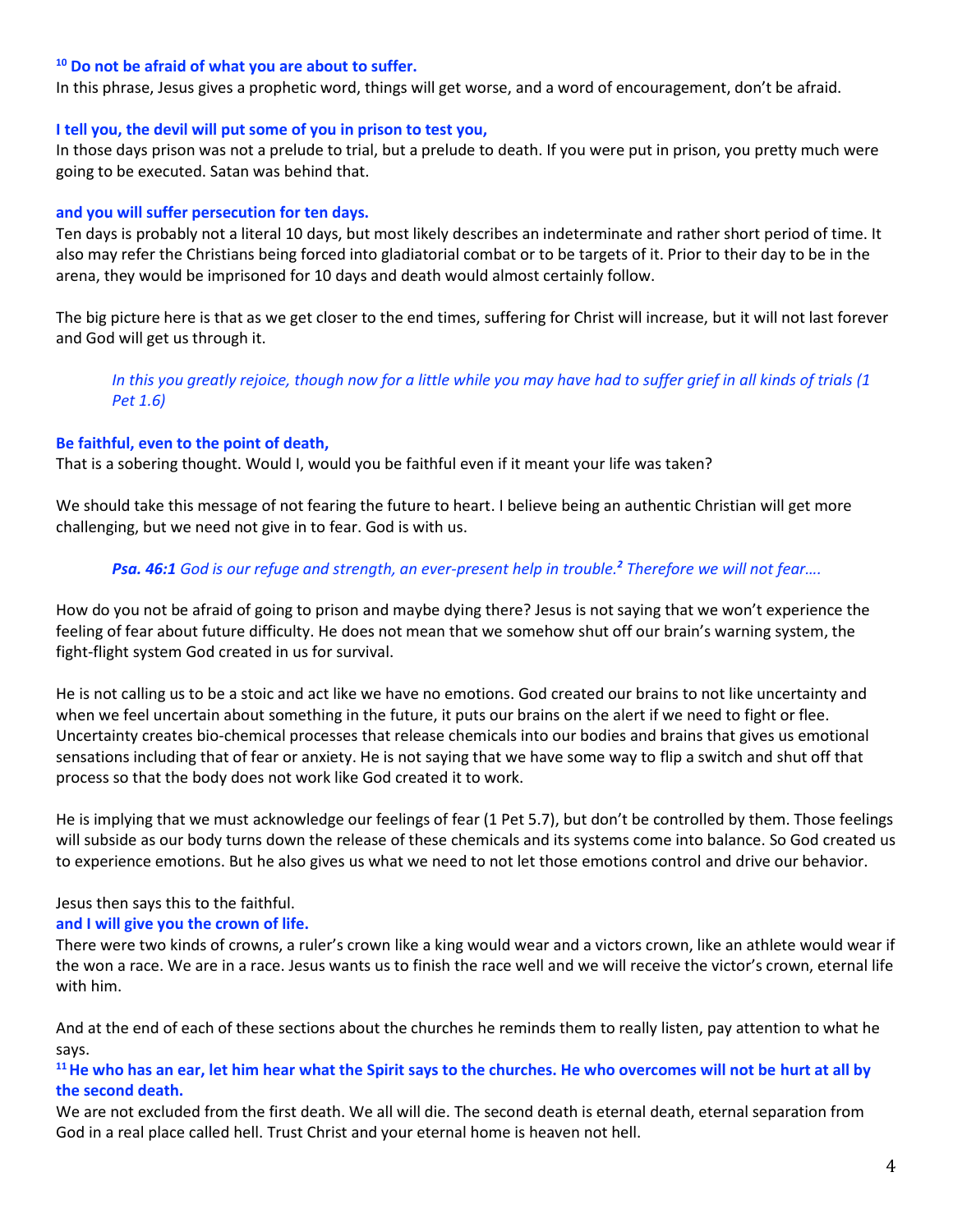**[10] Do not be afraid of what you are about to suffer.**
In this phrase, Jesus gives a prophetic word, things will get worse, and a word of encouragement, don't be afraid.

**I tell you, the devil will put some of you in prison to test you,**
In those days prison was not a prelude to trial, but a prelude to death. If you were put in prison, you pretty much were going to be executed. Satan was behind that.

**and you will suffer persecution for ten days.**
Ten days is probably not a literal 10 days, but most likely describes an indeterminate and rather short period of time. It also may refer the Christians being forced into gladiatorial combat or to be targets of it. Prior to their day to be in the arena, they would be imprisoned for 10 days and death would almost certainly follow.

The big picture here is that as we get closer to the end times, suffering for Christ will increase, but it will not last forever and God will get us through it.

> *In this you greatly rejoice, though now for a little while you may have had to suffer grief in all kinds of trials (1 Pet 1.6)*

**Be faithful, even to the point of death,**
That is a sobering thought. Would I, would you be faithful even if it meant your life was taken?

We should take this message of not fearing the future to heart. I believe being an authentic Christian will get more challenging, but we need not give in to fear. God is with us.

> ***Psa. 46:1*** *God is our refuge and strength, an ever-present help in trouble.[2] Therefore we will not fear….*

How do you not be afraid of going to prison and maybe dying there? Jesus is not saying that we won't experience the feeling of fear about future difficulty. He does not mean that we somehow shut off our brain's warning system, the fight-flight system God created in us for survival.

He is not calling us to be a stoic and act like we have no emotions. God created our brains to not like uncertainty and when we feel uncertain about something in the future, it puts our brains on the alert if we need to fight or flee. Uncertainty creates bio-chemical processes that release chemicals into our bodies and brains that gives us emotional sensations including that of fear or anxiety. He is not saying that we have some way to flip a switch and shut off that process so that the body does not work like God created it to work.

He is implying that we must acknowledge our feelings of fear (1 Pet 5.7), but don't be controlled by them. Those feelings will subside as our body turns down the release of these chemicals and its systems come into balance. So God created us to experience emotions. But he also gives us what we need to not let those emotions control and drive our behavior.

Jesus then says this to the faithful.
**and I will give you the crown of life.**
There were two kinds of crowns, a ruler's crown like a king would wear and a victors crown, like an athlete would wear if the won a race. We are in a race. Jesus wants us to finish the race well and we will receive the victor's crown, eternal life with him.

And at the end of each of these sections about the churches he reminds them to really listen, pay attention to what he says.
**[11] He who has an ear, let him hear what the Spirit says to the churches. He who overcomes will not be hurt at all by the second death.**
We are not excluded from the first death. We all will die. The second death is eternal death, eternal separation from God in a real place called hell. Trust Christ and your eternal home is heaven not hell.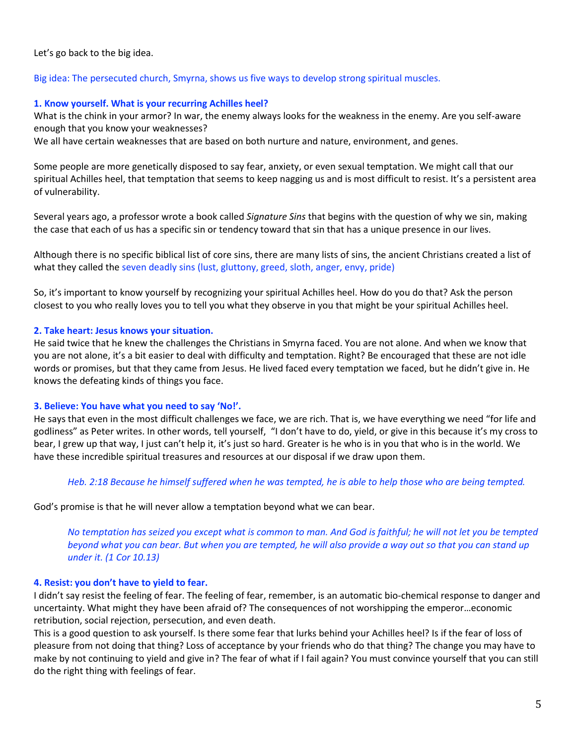Let's go back to the big idea.

Big idea: The persecuted church, Smyrna, shows us five ways to develop strong spiritual muscles.

**1. Know yourself. What is your recurring Achilles heel?**

What is the chink in your armor? In war, the enemy always looks for the weakness in the enemy. Are you self-aware enough that you know your weaknesses?

We all have certain weaknesses that are based on both nurture and nature, environment, and genes.

Some people are more genetically disposed to say fear, anxiety, or even sexual temptation. We might call that our spiritual Achilles heel, that temptation that seems to keep nagging us and is most difficult to resist. It's a persistent area of vulnerability.

Several years ago, a professor wrote a book called *Signature Sins* that begins with the question of why we sin, making the case that each of us has a specific sin or tendency toward that sin that has a unique presence in our lives.

Although there is no specific biblical list of core sins, there are many lists of sins, the ancient Christians created a list of what they called the seven deadly sins (lust, gluttony, greed, sloth, anger, envy, pride)

So, it's important to know yourself by recognizing your spiritual Achilles heel. How do you do that? Ask the person closest to you who really loves you to tell you what they observe in you that might be your spiritual Achilles heel.

**2. Take heart: Jesus knows your situation.**

He said twice that he knew the challenges the Christians in Smyrna faced. You are not alone. And when we know that you are not alone, it's a bit easier to deal with difficulty and temptation. Right? Be encouraged that these are not idle words or promises, but that they came from Jesus. He lived faced every temptation we faced, but he didn't give in. He knows the defeating kinds of things you face.

**3. Believe: You have what you need to say 'No!'.**

He says that even in the most difficult challenges we face, we are rich. That is, we have everything we need "for life and godliness" as Peter writes. In other words, tell yourself, "I don't have to do, yield, or give in this because it's my cross to bear, I grew up that way, I just can't help it, it's just so hard. Greater is he who is in you that who is in the world. We have these incredible spiritual treasures and resources at our disposal if we draw upon them.

> *Heb. 2:18 Because he himself suffered when he was tempted, he is able to help those who are being tempted.*

God's promise is that he will never allow a temptation beyond what we can bear.

> *No temptation has seized you except what is common to man. And God is faithful; he will not let you be tempted beyond what you can bear. But when you are tempted, he will also provide a way out so that you can stand up under it. (1 Cor 10.13)*

**4. Resist: you don't have to yield to fear.**

I didn't say resist the feeling of fear. The feeling of fear, remember, is an automatic bio-chemical response to danger and uncertainty. What might they have been afraid of? The consequences of not worshipping the emperor…economic retribution, social rejection, persecution, and even death.

This is a good question to ask yourself. Is there some fear that lurks behind your Achilles heel? Is if the fear of loss of pleasure from not doing that thing? Loss of acceptance by your friends who do that thing? The change you may have to make by not continuing to yield and give in? The fear of what if I fail again? You must convince yourself that you can still do the right thing with feelings of fear.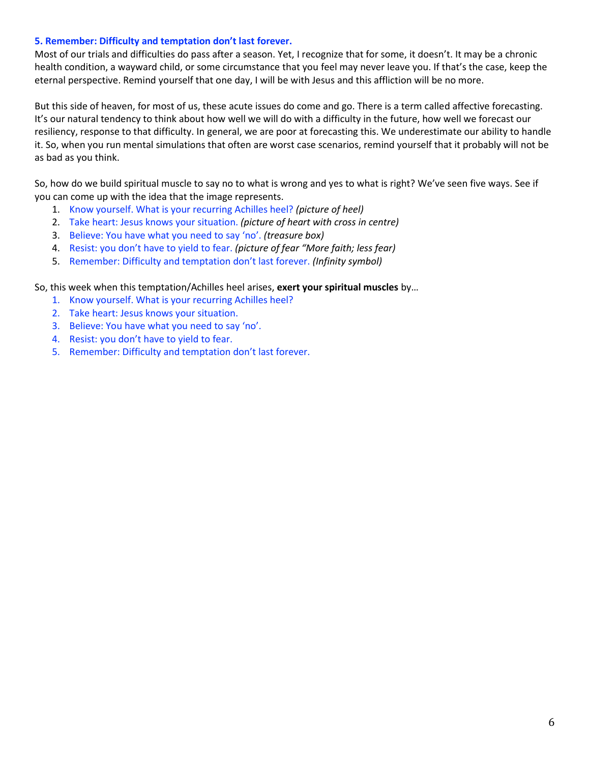### 5. Remember: Difficulty and temptation don't last forever.

Most of our trials and difficulties do pass after a season. Yet, I recognize that for some, it doesn't. It may be a chronic health condition, a wayward child, or some circumstance that you feel may never leave you. If that's the case, keep the eternal perspective. Remind yourself that one day, I will be with Jesus and this affliction will be no more.

But this side of heaven, for most of us, these acute issues do come and go. There is a term called affective forecasting. It's our natural tendency to think about how well we will do with a difficulty in the future, how well we forecast our resiliency, response to that difficulty. In general, we are poor at forecasting this. We underestimate our ability to handle it. So, when you run mental simulations that often are worst case scenarios, remind yourself that it probably will not be as bad as you think.

So, how do we build spiritual muscle to say no to what is wrong and yes to what is right? We've seen five ways. See if you can come up with the idea that the image represents.

1. Know yourself. What is your recurring Achilles heel? *(picture of heel)*
2. Take heart: Jesus knows your situation. *(picture of heart with cross in centre)*
3. Believe: You have what you need to say 'no'. *(treasure box)*
4. Resist: you don't have to yield to fear. *(picture of fear "More faith; less fear)*
5. Remember: Difficulty and temptation don't last forever. *(Infinity symbol)*

So, this week when this temptation/Achilles heel arises, **exert your spiritual muscles** by…

1. Know yourself. What is your recurring Achilles heel?
2. Take heart: Jesus knows your situation.
3. Believe: You have what you need to say 'no'.
4. Resist: you don't have to yield to fear.
5. Remember: Difficulty and temptation don't last forever.